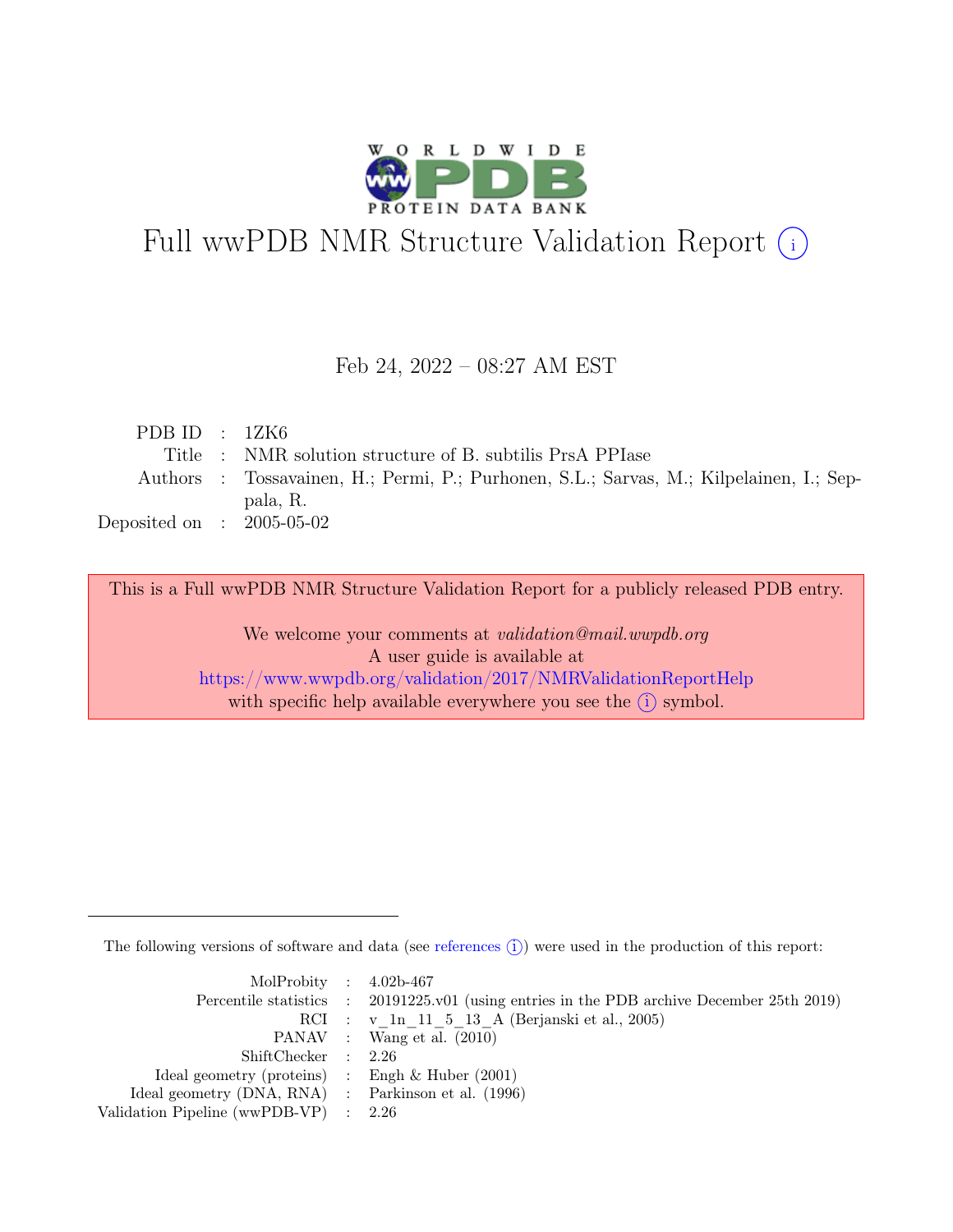# Full wwPDB NMR Structure Validation Report (i)

Feb 24, 2022 – 08:27 AM EST

| | | |
|---|---|---|
| PDB ID | : | 1ZK6 |
| Title | : | NMR solution structure of B. subtilis PrsA PPIase |
| Authors | : | Tossavainen, H.; Permi, P.; Purhonen, S.L.; Sarvas, M.; Kilpelainen, I.; Seppala, R. |
| Deposited on | : | 2005-05-02 |

This is a Full wwPDB NMR Structure Validation Report for a publicly released PDB entry.

We welcome your comments at *validation@mail.wwpdb.org*
A user guide is available at
https://www.wwpdb.org/validation/2017/NMRValidationReportHelp
with specific help available everywhere you see the (i) symbol.

---

The following versions of software and data (see references (i)) were used in the production of this report:

| | | |
|---|---|---|
| MolProbity | : | 4.02b-467 |
| Percentile statistics | : | 20191225.v01 (using entries in the PDB archive December 25th 2019) |
| RCI | : | v_1n_11_5_13_A (Berjanski et al., 2005) |
| PANAV | : | Wang et al. (2010) |
| ShiftChecker | : | 2.26 |
| Ideal geometry (proteins) | : | Engh & Huber (2001) |
| Ideal geometry (DNA, RNA) | : | Parkinson et al. (1996) |
| Validation Pipeline (wwPDB-VP) | : | 2.26 |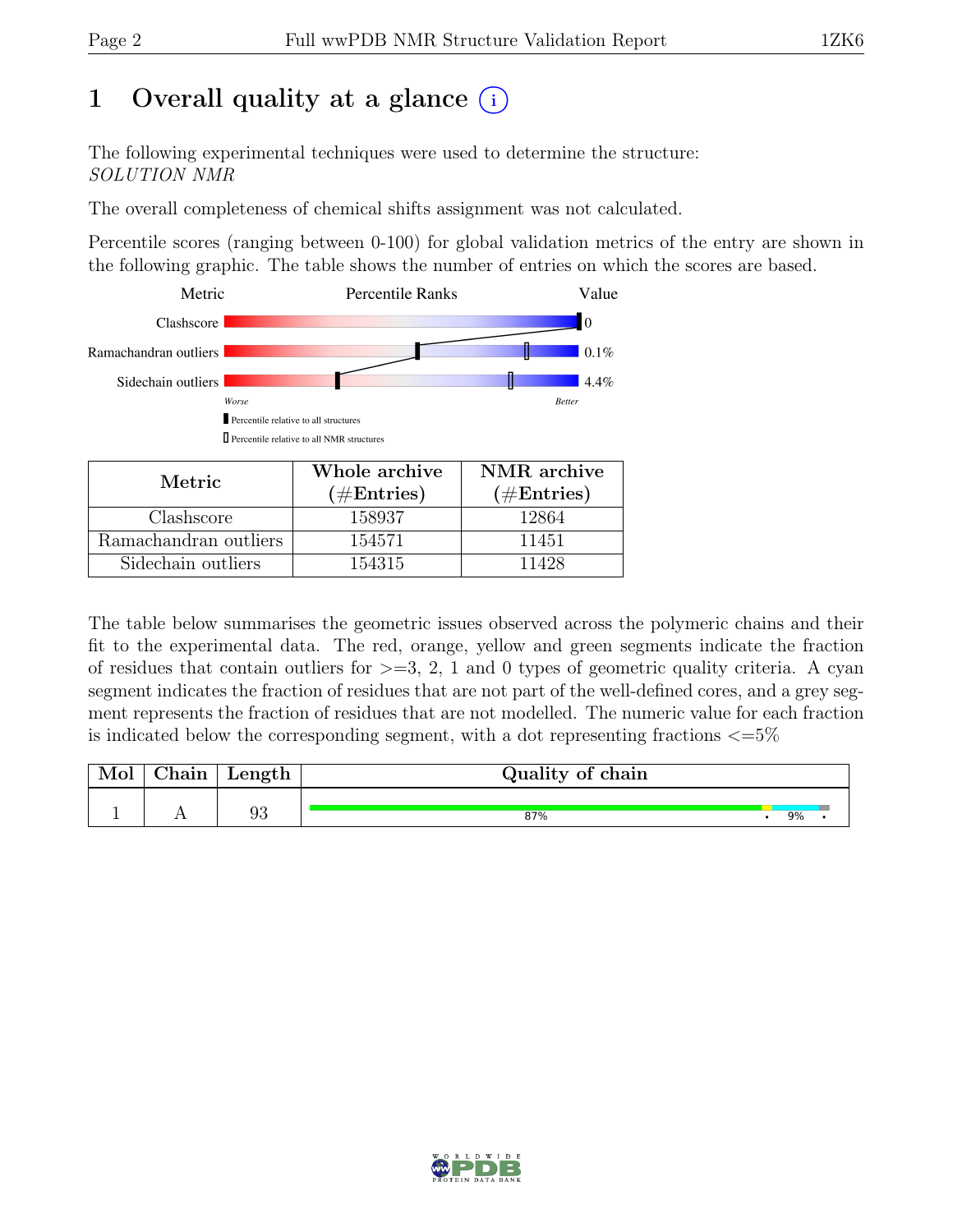# 1 Overall quality at a glance

The following experimental techniques were used to determine the structure: *SOLUTION NMR*

The overall completeness of chemical shifts assignment was not calculated.

Percentile scores (ranging between 0-100) for global validation metrics of the entry are shown in the following graphic. The table shows the number of entries on which the scores are based.

| Metric | Value |
|---|---|
| Clashscore | 0 |
| Ramachandran outliers | 0.1% |
| Sidechain outliers | 4.4% |

Worse — Better

Percentile relative to all structures

Percentile relative to all NMR structures

| Metric | Whole archive (#Entries) | NMR archive (#Entries) |
|---|---|---|
| Clashscore | 158937 | 12864 |
| Ramachandran outliers | 154571 | 11451 |
| Sidechain outliers | 154315 | 11428 |

The table below summarises the geometric issues observed across the polymeric chains and their fit to the experimental data. The red, orange, yellow and green segments indicate the fraction of residues that contain outliers for >=3, 2, 1 and 0 types of geometric quality criteria. A cyan segment indicates the fraction of residues that are not part of the well-defined cores, and a grey segment represents the fraction of residues that are not modelled. The numeric value for each fraction is indicated below the corresponding segment, with a dot representing fractions <=5%

| Mol | Chain | Length | Quality of chain |
|---|---|---|---|
| 1 | A | 93 | 87% • 9% • |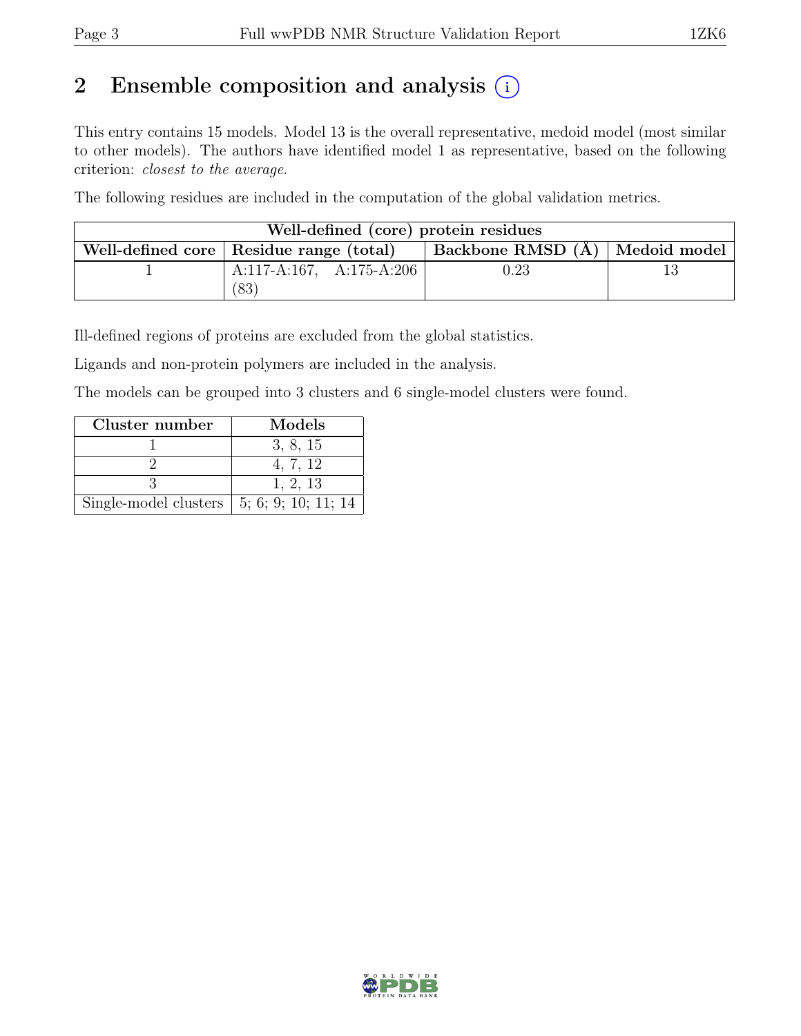# 2 Ensemble composition and analysis (i)

This entry contains 15 models. Model 13 is the overall representative, medoid model (most similar to other models). The authors have identified model 1 as representative, based on the following criterion: *closest to the average*.

The following residues are included in the computation of the global validation metrics.

| Well-defined (core) protein residues | | | |
|---|---|---|---|
| **Well-defined core** | **Residue range (total)** | **Backbone RMSD (Å)** | **Medoid model** |
| 1 | A:117-A:167, A:175-A:206 (83) | 0.23 | 13 |

Ill-defined regions of proteins are excluded from the global statistics.

Ligands and non-protein polymers are included in the analysis.

The models can be grouped into 3 clusters and 6 single-model clusters were found.

| Cluster number | Models |
|---|---|
| 1 | 3, 8, 15 |
| 2 | 4, 7, 12 |
| 3 | 1, 2, 13 |
| Single-model clusters | 5; 6; 9; 10; 11; 14 |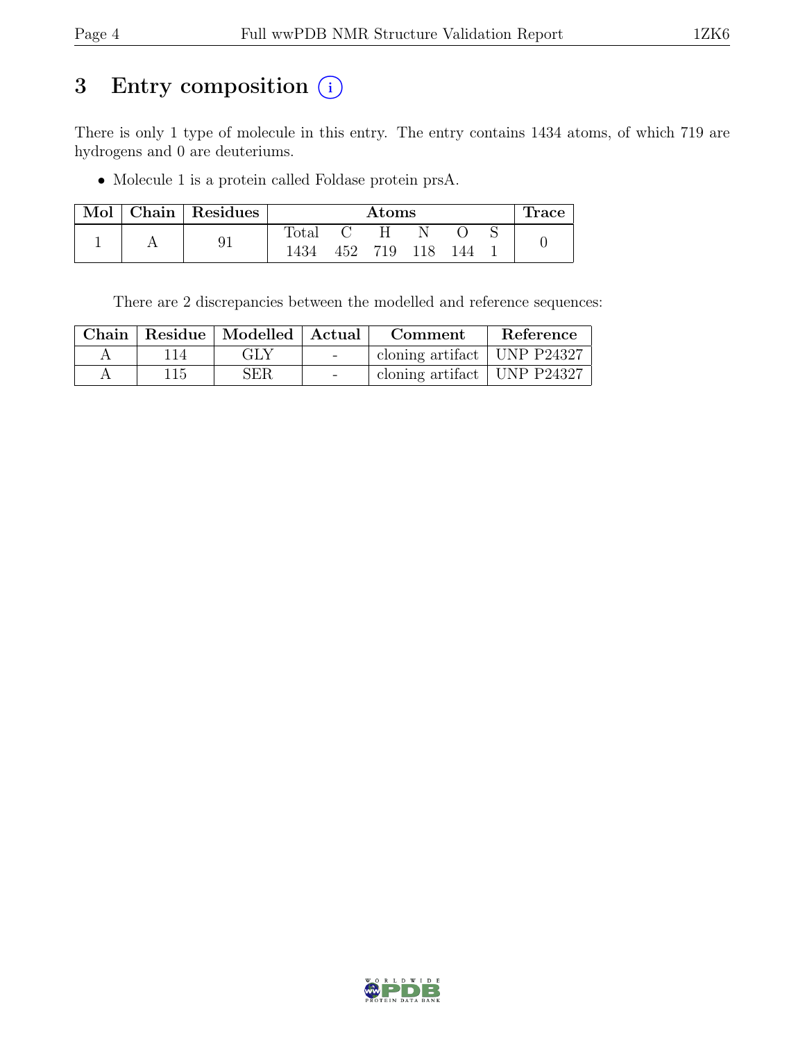# 3 Entry composition (i)

There is only 1 type of molecule in this entry. The entry contains 1434 atoms, of which 719 are hydrogens and 0 are deuteriums.

- Molecule 1 is a protein called Foldase protein prsA.

| Mol | Chain | Residues | Atoms | | | | | | Trace |
|---|---|---|---|---|---|---|---|---|---|
| | | | Total | C | H | N | O | S | |
| 1 | A | 91 | 1434 | 452 | 719 | 118 | 144 | 1 | 0 |

There are 2 discrepancies between the modelled and reference sequences:

| Chain | Residue | Modelled | Actual | Comment | Reference |
|---|---|---|---|---|---|
| A | 114 | GLY | - | cloning artifact | UNP P24327 |
| A | 115 | SER | - | cloning artifact | UNP P24327 |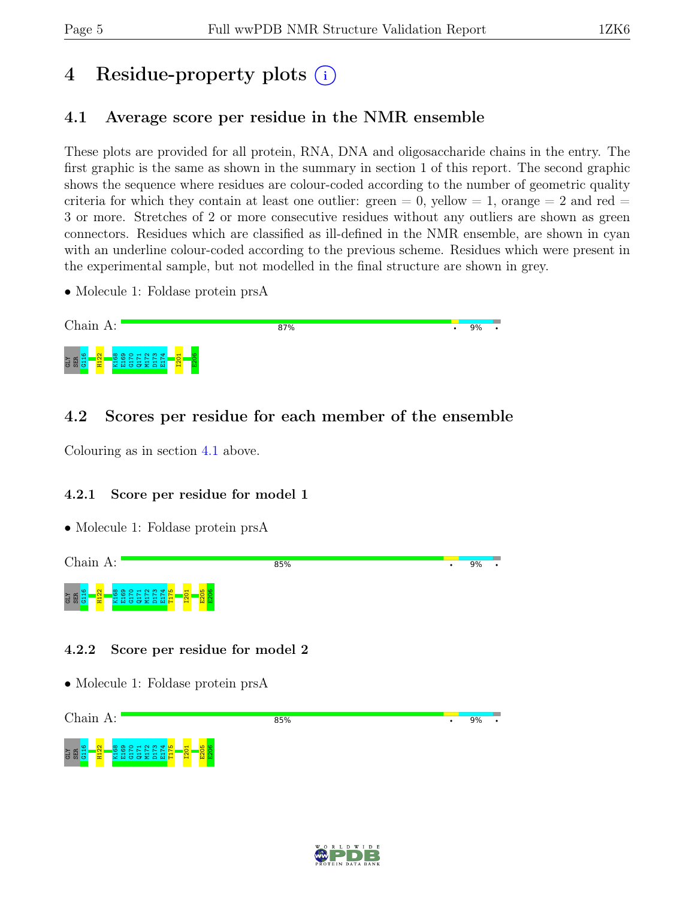# 4 Residue-property plots

## 4.1 Average score per residue in the NMR ensemble

These plots are provided for all protein, RNA, DNA and oligosaccharide chains in the entry. The first graphic is the same as shown in the summary in section 1 of this report. The second graphic shows the sequence where residues are colour-coded according to the number of geometric quality criteria for which they contain at least one outlier: green = 0, yellow = 1, orange = 2 and red = 3 or more. Stretches of 2 or more consecutive residues without any outliers are shown as green connectors. Residues which are classified as ill-defined in the NMR ensemble, are shown in cyan with an underline colour-coded according to the previous scheme. Residues which were present in the experimental sample, but not modelled in the final structure are shown in grey.

- Molecule 1: Foldase protein prsA

Chain A: 87% • 9% •

GLY SER G116 H122 K168 E169 G170 Q171 M172 D173 E174 I201 E206

## 4.2 Scores per residue for each member of the ensemble

Colouring as in section 4.1 above.

### 4.2.1 Score per residue for model 1

- Molecule 1: Foldase protein prsA

Chain A: 85% • 9% •

GLY SER G116 H122 K168 E169 G170 Q171 M172 D173 E174 T175 I201 E205 E206

### 4.2.2 Score per residue for model 2

- Molecule 1: Foldase protein prsA

Chain A: 85% • 9% •

GLY SER G116 H122 K168 E169 G170 Q171 M172 D173 E174 T175 I201 E205 E206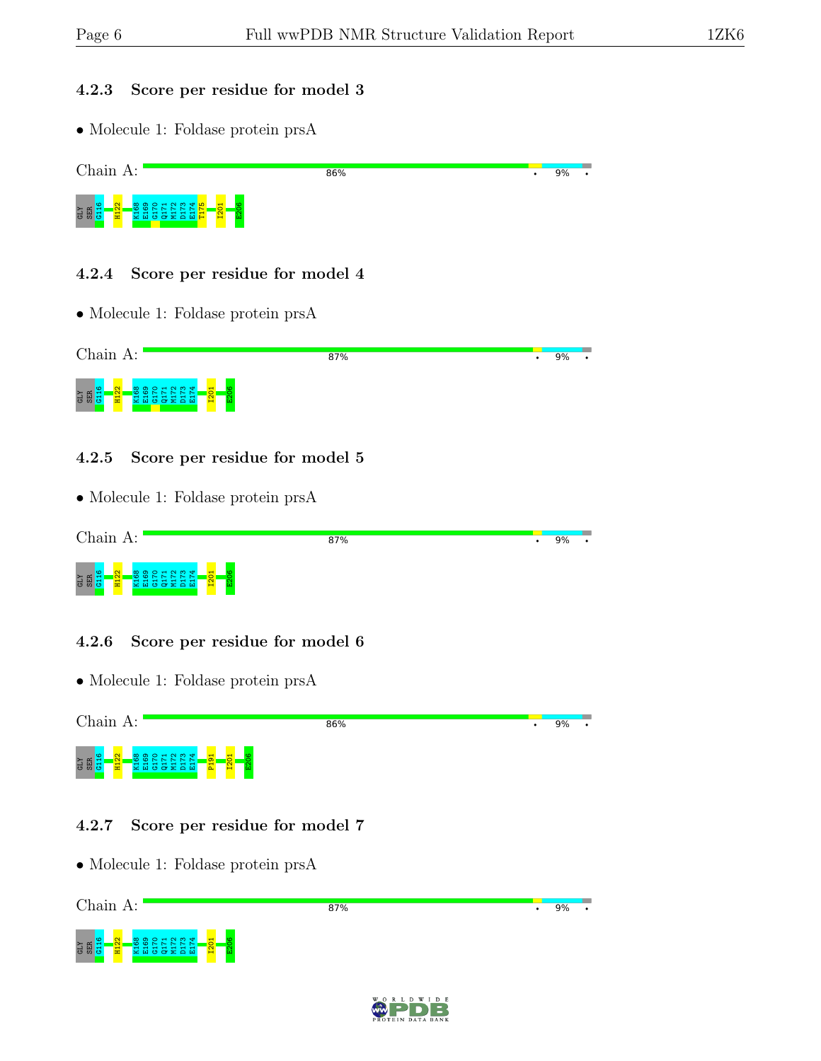### 4.2.3 Score per residue for model 3

- Molecule 1: Foldase protein prsA

Chain A: 86% • 9% •

GLY SER G116 H122 K168 E169 G170 Q171 M172 D173 E174 T175 I201 E206

### 4.2.4 Score per residue for model 4

- Molecule 1: Foldase protein prsA

Chain A: 87% • 9% •

GLY SER G116 H122 K168 E169 G170 Q171 M172 D173 E174 I201 E206

### 4.2.5 Score per residue for model 5

- Molecule 1: Foldase protein prsA

Chain A: 87% • 9% •

GLY SER G116 H122 K168 E169 G170 Q171 M172 D173 E174 I201 E206

### 4.2.6 Score per residue for model 6

- Molecule 1: Foldase protein prsA

Chain A: 86% • 9% •

GLY SER G116 H122 K168 E169 G170 Q171 M172 D173 E174 P191 I201 E206

### 4.2.7 Score per residue for model 7

- Molecule 1: Foldase protein prsA

Chain A: 87% • 9% •

GLY SER G116 H122 K168 E169 G170 Q171 M172 D173 E174 I201 E206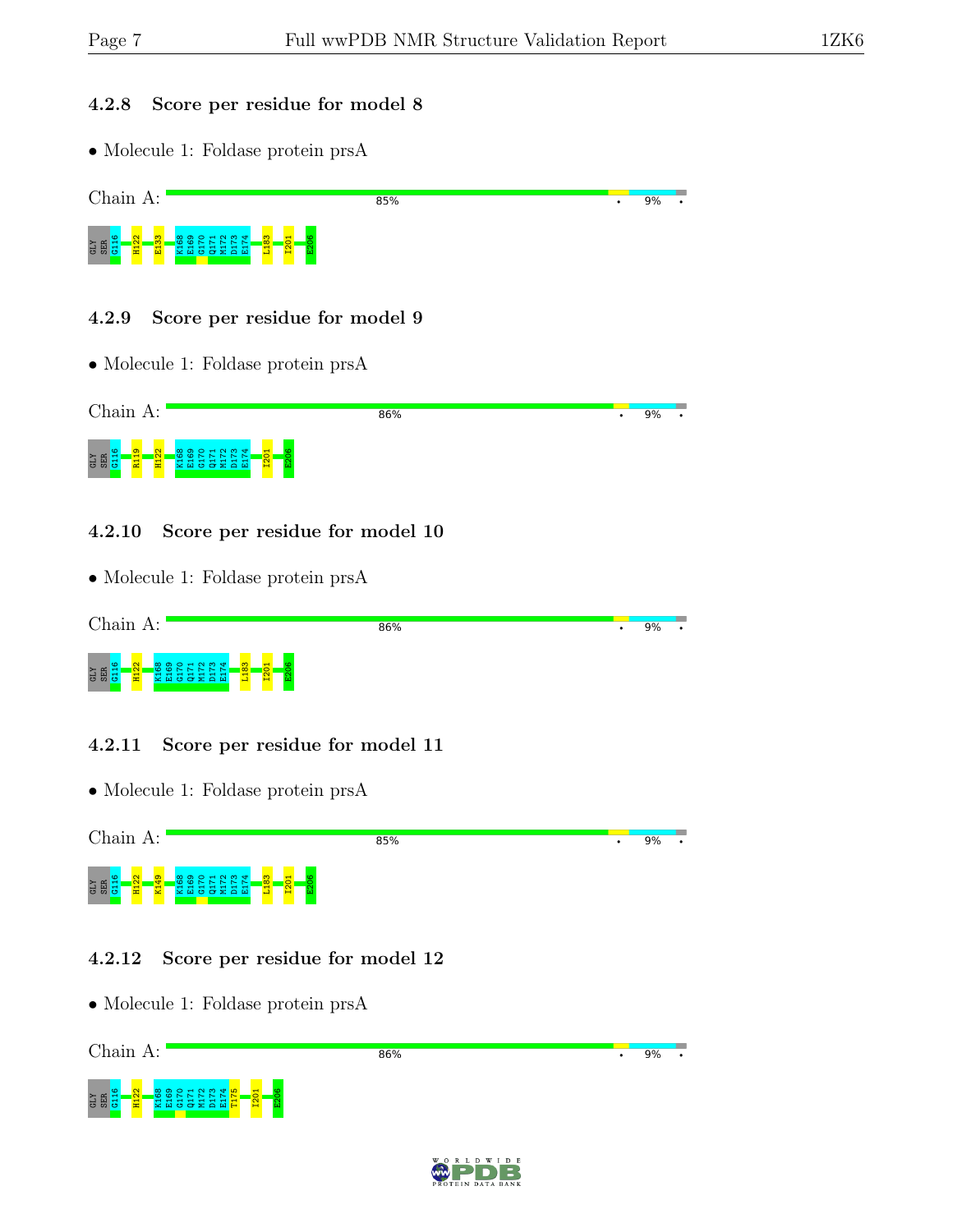### 4.2.8 Score per residue for model 8

- Molecule 1: Foldase protein prsA

Chain A: 85% • 9% •

GLY SER G116 H122 E133 K168 E169 G170 Q171 M172 D173 E174 L183 I201 E206

### 4.2.9 Score per residue for model 9

- Molecule 1: Foldase protein prsA

Chain A: 86% • 9% •

GLY SER G116 R119 H122 K168 E169 G170 Q171 M172 D173 E174 I201 E206

### 4.2.10 Score per residue for model 10

- Molecule 1: Foldase protein prsA

Chain A: 86% • 9% •

GLY SER G116 H122 K168 E169 G170 Q171 M172 D173 E174 L183 I201 E206

### 4.2.11 Score per residue for model 11

- Molecule 1: Foldase protein prsA

Chain A: 85% • 9% •

GLY SER G116 H122 K149 K168 E169 G170 Q171 M172 D173 E174 L183 I201 E206

### 4.2.12 Score per residue for model 12

- Molecule 1: Foldase protein prsA

Chain A: 86% • 9% •

GLY SER G116 H122 K168 E169 G170 Q171 M172 D173 E174 T175 I201 E206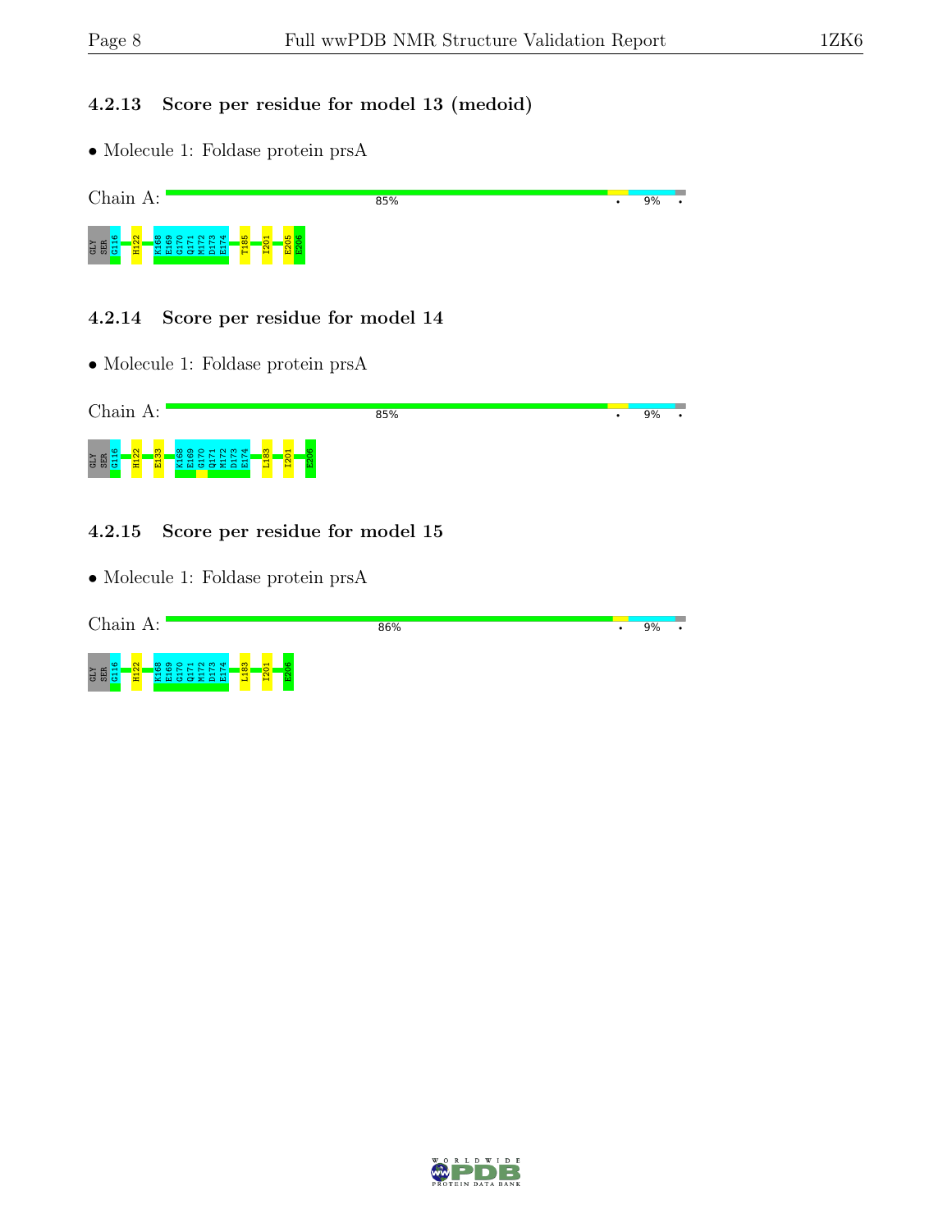### 4.2.13 Score per residue for model 13 (medoid)

- Molecule 1: Foldase protein prsA

Chain A: 85% • 9% •

GLY SER G116 H122 K168 E169 G170 Q171 M172 D173 E174 T185 I201 E205 E206

### 4.2.14 Score per residue for model 14

- Molecule 1: Foldase protein prsA

Chain A: 85% • 9% •

GLY SER G116 H122 E133 K168 E169 G170 Q171 M172 D173 E174 L183 I201 E206

### 4.2.15 Score per residue for model 15

- Molecule 1: Foldase protein prsA

Chain A: 86% • 9% •

GLY SER G116 H122 K168 E169 G170 Q171 M172 D173 E174 L183 I201 E206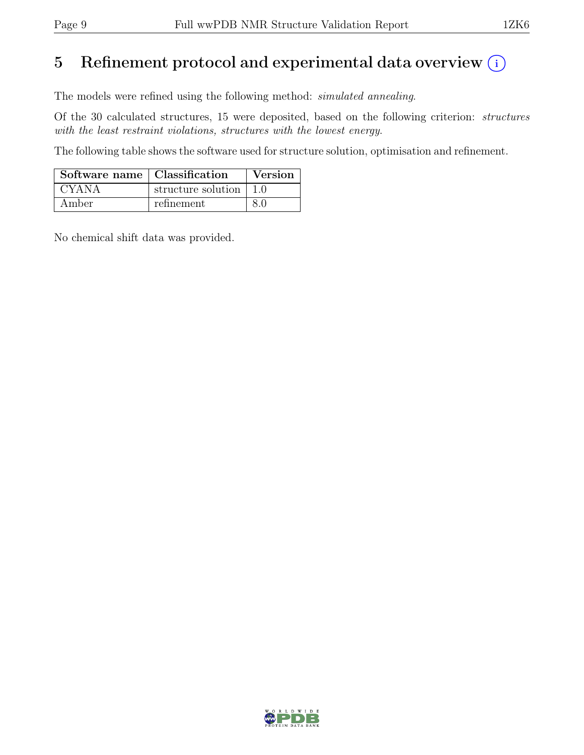# 5 Refinement protocol and experimental data overview

The models were refined using the following method: *simulated annealing*.

Of the 30 calculated structures, 15 were deposited, based on the following criterion: *structures with the least restraint violations, structures with the lowest energy*.

The following table shows the software used for structure solution, optimisation and refinement.

| Software name | Classification | Version |
|---|---|---|
| CYANA | structure solution | 1.0 |
| Amber | refinement | 8.0 |

No chemical shift data was provided.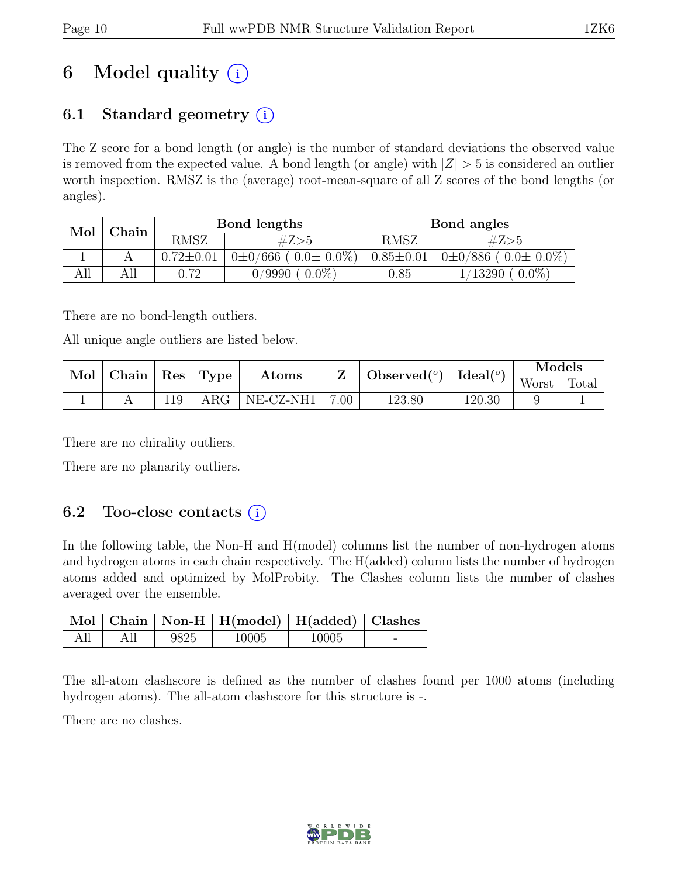# 6 Model quality (i)

## 6.1 Standard geometry (i)

The Z score for a bond length (or angle) is the number of standard deviations the observed value is removed from the expected value. A bond length (or angle) with $|Z| > 5$ is considered an outlier worth inspection. RMSZ is the (average) root-mean-square of all Z scores of the bond lengths (or angles).

| Mol | Chain | Bond lengths | | Bond angles | |
|---|---|---|---|---|---|
| | | RMSZ | #Z>5 | RMSZ | #Z>5 |
| 1 | A | 0.72±0.01 | 0±0/666 ( 0.0± 0.0%) | 0.85±0.01 | 0±0/886 ( 0.0± 0.0%) |
| All | All | 0.72 | 0/9990 ( 0.0%) | 0.85 | 1/13290 ( 0.0%) |

There are no bond-length outliers.

All unique angle outliers are listed below.

| Mol | Chain | Res | Type | Atoms | Z | Observed(°) | Ideal(°) | Models | |
|---|---|---|---|---|---|---|---|---|---|
| | | | | | | | | Worst | Total |
| 1 | A | 119 | ARG | NE-CZ-NH1 | 7.00 | 123.80 | 120.30 | 9 | 1 |

There are no chirality outliers.

There are no planarity outliers.

## 6.2 Too-close contacts (i)

In the following table, the Non-H and H(model) columns list the number of non-hydrogen atoms and hydrogen atoms in each chain respectively. The H(added) column lists the number of hydrogen atoms added and optimized by MolProbity. The Clashes column lists the number of clashes averaged over the ensemble.

| Mol | Chain | Non-H | H(model) | H(added) | Clashes |
|---|---|---|---|---|---|
| All | All | 9825 | 10005 | 10005 | - |

The all-atom clashscore is defined as the number of clashes found per 1000 atoms (including hydrogen atoms). The all-atom clashscore for this structure is -.

There are no clashes.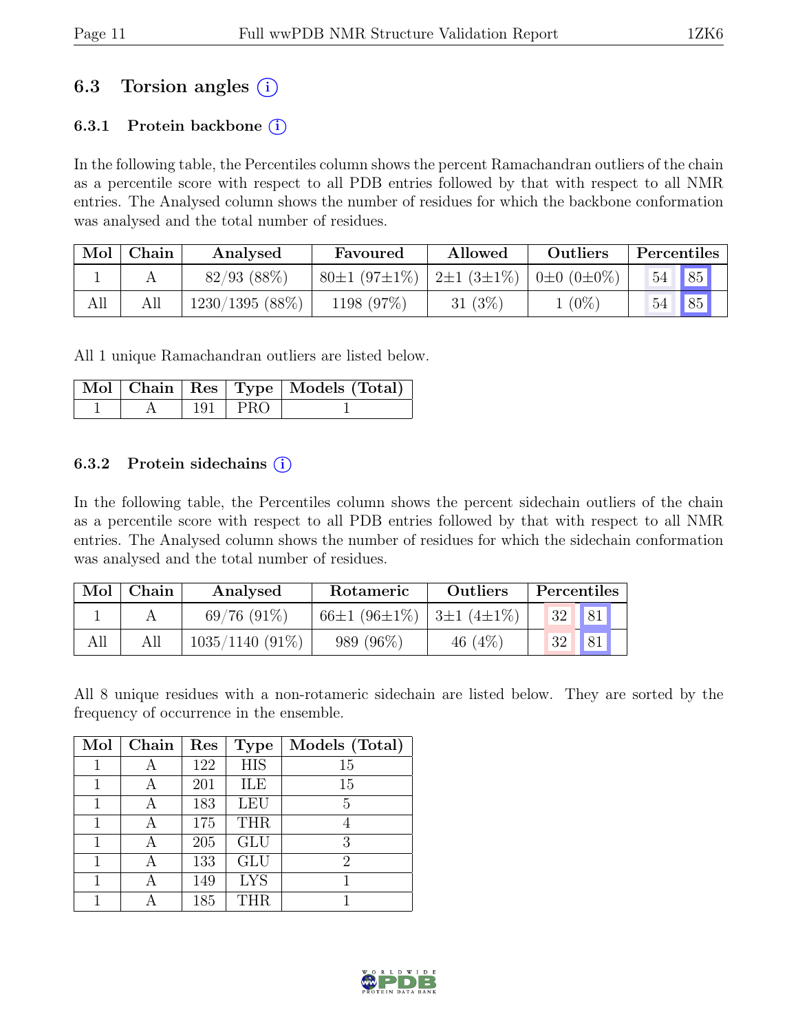## 6.3 Torsion angles (i)

### 6.3.1 Protein backbone (i)

In the following table, the Percentiles column shows the percent Ramachandran outliers of the chain as a percentile score with respect to all PDB entries followed by that with respect to all NMR entries. The Analysed column shows the number of residues for which the backbone conformation was analysed and the total number of residues.

| Mol | Chain | Analysed | Favoured | Allowed | Outliers | Percentiles | |
|---|---|---|---|---|---|---|---|
| 1 | A | 82/93 (88%) | 80±1 (97±1%) | 2±1 (3±1%) | 0±0 (0±0%) | 54 | 85 |
| All | All | 1230/1395 (88%) | 1198 (97%) | 31 (3%) | 1 (0%) | 54 | 85 |

All 1 unique Ramachandran outliers are listed below.

| Mol | Chain | Res | Type | Models (Total) |
|---|---|---|---|---|
| 1 | A | 191 | PRO | 1 |

### 6.3.2 Protein sidechains (i)

In the following table, the Percentiles column shows the percent sidechain outliers of the chain as a percentile score with respect to all PDB entries followed by that with respect to all NMR entries. The Analysed column shows the number of residues for which the sidechain conformation was analysed and the total number of residues.

| Mol | Chain | Analysed | Rotameric | Outliers | Percentiles | |
|---|---|---|---|---|---|---|
| 1 | A | 69/76 (91%) | 66±1 (96±1%) | 3±1 (4±1%) | 32 | 81 |
| All | All | 1035/1140 (91%) | 989 (96%) | 46 (4%) | 32 | 81 |

All 8 unique residues with a non-rotameric sidechain are listed below. They are sorted by the frequency of occurrence in the ensemble.

| Mol | Chain | Res | Type | Models (Total) |
|---|---|---|---|---|
| 1 | A | 122 | HIS | 15 |
| 1 | A | 201 | ILE | 15 |
| 1 | A | 183 | LEU | 5 |
| 1 | A | 175 | THR | 4 |
| 1 | A | 205 | GLU | 3 |
| 1 | A | 133 | GLU | 2 |
| 1 | A | 149 | LYS | 1 |
| 1 | A | 185 | THR | 1 |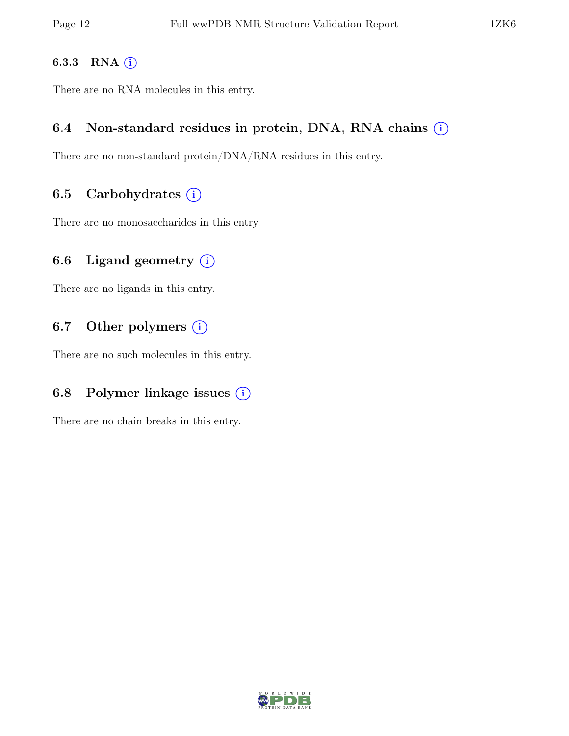#### 6.3.3 RNA

There are no RNA molecules in this entry.

### 6.4 Non-standard residues in protein, DNA, RNA chains

There are no non-standard protein/DNA/RNA residues in this entry.

### 6.5 Carbohydrates

There are no monosaccharides in this entry.

### 6.6 Ligand geometry

There are no ligands in this entry.

### 6.7 Other polymers

There are no such molecules in this entry.

### 6.8 Polymer linkage issues

There are no chain breaks in this entry.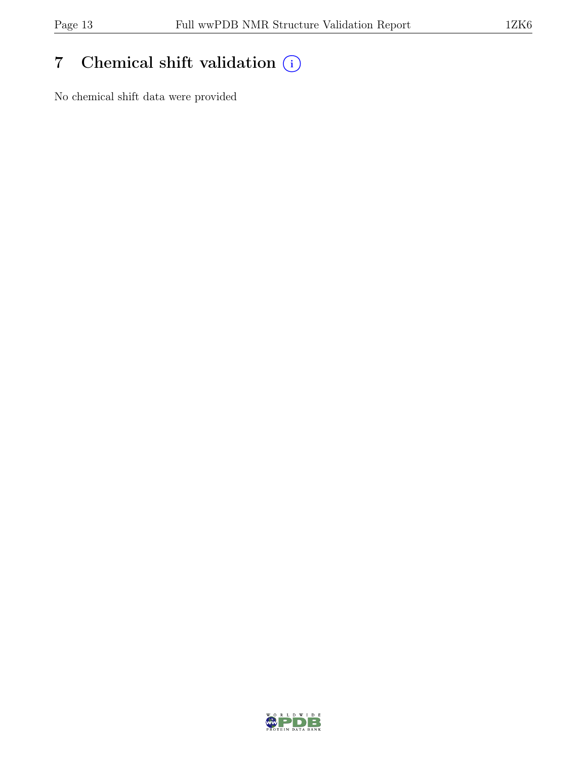# 7 Chemical shift validation

No chemical shift data were provided